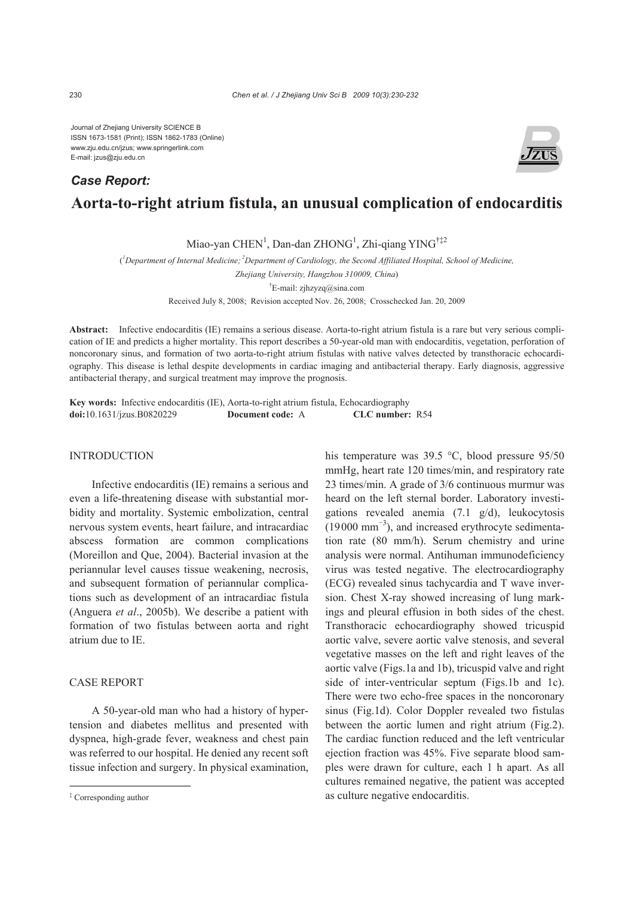Journal of Zhejiang University SCIENCE B
ISSN 1673-1581 (Print); ISSN 1862-1783 (Online)
www.zju.edu.cn/jzus; www.springerlink.com
E-mail: jzus@zju.edu.cn

***Case Report:***

# Aorta-to-right atrium fistula, an unusual complication of endocarditis

Miao-yan CHEN[1], Dan-dan ZHONG[1], Zhi-qiang YING[†‡2]

([1]Department of Internal Medicine; [2]Department of Cardiology, the Second Affiliated Hospital, School of Medicine, Zhejiang University, Hangzhou 310009, China)

[†]E-mail: zjhzyzq@sina.com

Received July 8, 2008; Revision accepted Nov. 26, 2008; Crosschecked Jan. 20, 2009

**Abstract:** Infective endocarditis (IE) remains a serious disease. Aorta-to-right atrium fistula is a rare but very serious complication of IE and predicts a higher mortality. This report describes a 50-year-old man with endocarditis, vegetation, perforation of noncoronary sinus, and formation of two aorta-to-right atrium fistulas with native valves detected by transthoracic echocardiography. This disease is lethal despite developments in cardiac imaging and antibacterial therapy. Early diagnosis, aggressive antibacterial therapy, and surgical treatment may improve the prognosis.

**Key words:** Infective endocarditis (IE), Aorta-to-right atrium fistula, Echocardiography
**doi:**10.1631/jzus.B0820229 **Document code:** A **CLC number:** R54

## INTRODUCTION

Infective endocarditis (IE) remains a serious and even a life-threatening disease with substantial morbidity and mortality. Systemic embolization, central nervous system events, heart failure, and intracardiac abscess formation are common complications (Moreillon and Que, 2004). Bacterial invasion at the periannular level causes tissue weakening, necrosis, and subsequent formation of periannular complications such as development of an intracardiac fistula (Anguera *et al*., 2005b). We describe a patient with formation of two fistulas between aorta and right atrium due to IE.

## CASE REPORT

A 50-year-old man who had a history of hypertension and diabetes mellitus and presented with dyspnea, high-grade fever, weakness and chest pain was referred to our hospital. He denied any recent soft tissue infection and surgery. In physical examination, his temperature was 39.5 °C, blood pressure 95/50 mmHg, heart rate 120 times/min, and respiratory rate 23 times/min. A grade of 3/6 continuous murmur was heard on the left sternal border. Laboratory investigations revealed anemia (7.1 g/d), leukocytosis (19000 $mm^{-3}$), and increased erythrocyte sedimentation rate (80 mm/h). Serum chemistry and urine analysis were normal. Antihuman immunodeficiency virus was tested negative. The electrocardiography (ECG) revealed sinus tachycardia and T wave inversion. Chest X-ray showed increasing of lung markings and pleural effusion in both sides of the chest. Transthoracic echocardiography showed tricuspid aortic valve, severe aortic valve stenosis, and several vegetative masses on the left and right leaves of the aortic valve (Figs.1a and 1b), tricuspid valve and right side of inter-ventricular septum (Figs.1b and 1c). There were two echo-free spaces in the noncoronary sinus (Fig.1d). Color Doppler revealed two fistulas between the aortic lumen and right atrium (Fig.2). The cardiac function reduced and the left ventricular ejection fraction was 45%. Five separate blood samples were drawn for culture, each 1 h apart. As all cultures remained negative, the patient was accepted as culture negative endocarditis.

[‡] Corresponding author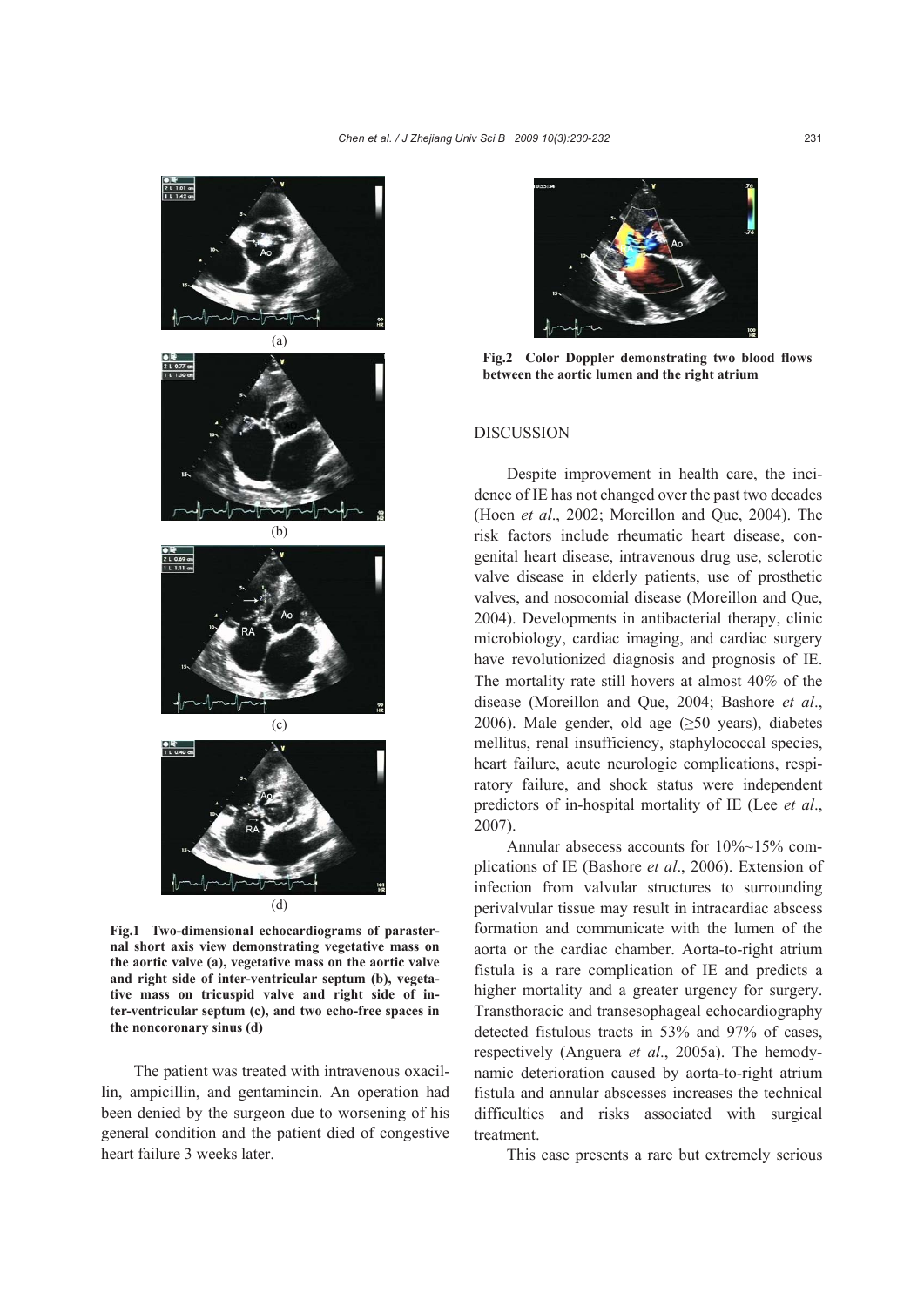Fig.1 Two-dimensional echocardiograms of parasternal short axis view demonstrating vegetative mass on the aortic valve (a), vegetative mass on the aortic valve and right side of inter-ventricular septum (b), vegetative mass on tricuspid valve and right side of inter-ventricular septum (c), and two echo-free spaces in the noncoronary sinus (d)

The patient was treated with intravenous oxacillin, ampicillin, and gentamincin. An operation had been denied by the surgeon due to worsening of his general condition and the patient died of congestive heart failure 3 weeks later.

Fig.2 Color Doppler demonstrating two blood flows between the aortic lumen and the right atrium

## DISCUSSION

Despite improvement in health care, the incidence of IE has not changed over the past two decades (Hoen *et al*., 2002; Moreillon and Que, 2004). The risk factors include rheumatic heart disease, congenital heart disease, intravenous drug use, sclerotic valve disease in elderly patients, use of prosthetic valves, and nosocomial disease (Moreillon and Que, 2004). Developments in antibacterial therapy, clinic microbiology, cardiac imaging, and cardiac surgery have revolutionized diagnosis and prognosis of IE. The mortality rate still hovers at almost 40% of the disease (Moreillon and Que, 2004; Bashore *et al*., 2006). Male gender, old age (≥50 years), diabetes mellitus, renal insufficiency, staphylococcal species, heart failure, acute neurologic complications, respiratory failure, and shock status were independent predictors of in-hospital mortality of IE (Lee *et al*., 2007).

Annular absecess accounts for 10%~15% complications of IE (Bashore *et al*., 2006). Extension of infection from valvular structures to surrounding perivalvular tissue may result in intracardiac abscess formation and communicate with the lumen of the aorta or the cardiac chamber. Aorta-to-right atrium fistula is a rare complication of IE and predicts a higher mortality and a greater urgency for surgery. Transthoracic and transesophageal echocardiography detected fistulous tracts in 53% and 97% of cases, respectively (Anguera *et al*., 2005a). The hemodynamic deterioration caused by aorta-to-right atrium fistula and annular abscesses increases the technical difficulties and risks associated with surgical treatment.

This case presents a rare but extremely serious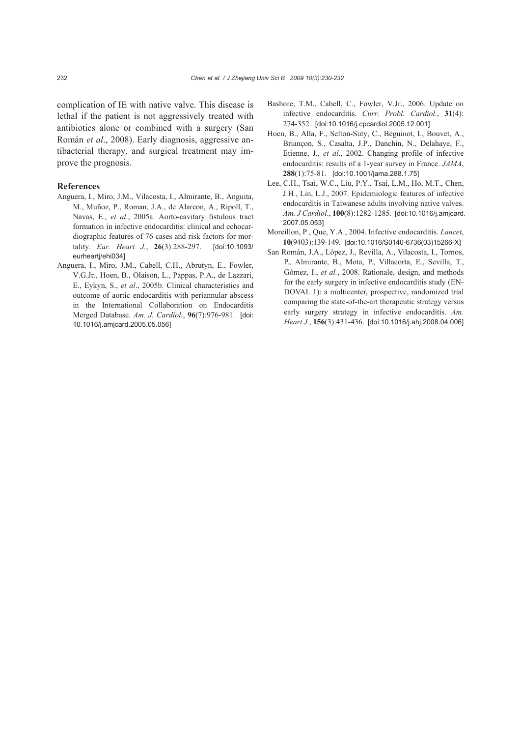complication of IE with native valve. This disease is lethal if the patient is not aggressively treated with antibiotics alone or combined with a surgery (San Román *et al*., 2008). Early diagnosis, aggressive antibacterial therapy, and surgical treatment may improve the prognosis.

## References

Anguera, I., Miro, J.M., Vilacosta, I., Almirante, B., Anguita, M., Muñoz, P., Roman, J.A., de Alarcon, A., Ripoll, T., Navas, E., *et al*., 2005a. Aorto-cavitary fistulous tract formation in infective endocarditis: clinical and echocardiographic features of 76 cases and risk factors for mortality. *Eur. Heart J.*, **26**(3):288-297. [doi:10.1093/eurheartj/ehi034]

Anguera, I., Miro, J.M., Cabell, C.H., Abrutyn, E., Fowler, V.G.Jr., Hoen, B., Olaison, L., Pappas, P.A., de Lazzari, E., Eykyn, S., *et al*., 2005b. Clinical characteristics and outcome of aortic endocarditis with periannular abscess in the International Collaboration on Endocarditis Merged Database. *Am. J. Cardiol.*, **96**(7):976-981. [doi:10.1016/j.amjcard.2005.05.056]

Bashore, T.M., Cabell, C., Fowler, V.Jr., 2006. Update on infective endocarditis. *Curr. Probl. Cardiol.*, **31**(4):274-352. [doi:10.1016/j.cpcardiol.2005.12.001]

Hoen, B., Alla, F., Selton-Suty, C., Béguinot, I., Bouvet, A., Briançon, S., Casalta, J.P., Danchin, N., Delahaye, F., Etienne, J., *et al*., 2002. Changing profile of infective endocarditis: results of a 1-year survey in France. *JAMA*, **288**(1):75-81. [doi:10.1001/jama.288.1.75]

Lee, C.H., Tsai, W.C., Liu, P.Y., Tsai, L.M., Ho, M.T., Chen, J.H., Lin, L.J., 2007. Epidemiologic features of infective endocarditis in Taiwanese adults involving native valves. *Am. J Cardiol*., **100**(8):1282-1285. [doi:10.1016/j.amjcard.2007.05.053]

Moreillon, P., Que, Y.A., 2004. Infective endocarditis. *Lancet*, **10**(9403):139-149. [doi:10.1016/S0140-6736(03)15266-X]

San Román, J.A., López, J., Revilla, A., Vilacosta, I., Tornos, P., Almirante, B., Mota, P., Villacorta, E., Sevilla, T., Gómez, I., *et al.*, 2008. Rationale, design, and methods for the early surgery in infective endocarditis study (ENDOVAL 1): a multicenter, prospective, randomized trial comparing the state-of-the-art therapeutic strategy versus early surgery strategy in infective endocarditis. *Am. Heart J.*, **156**(3):431-436. [doi:10.1016/j.ahj.2008.04.006]